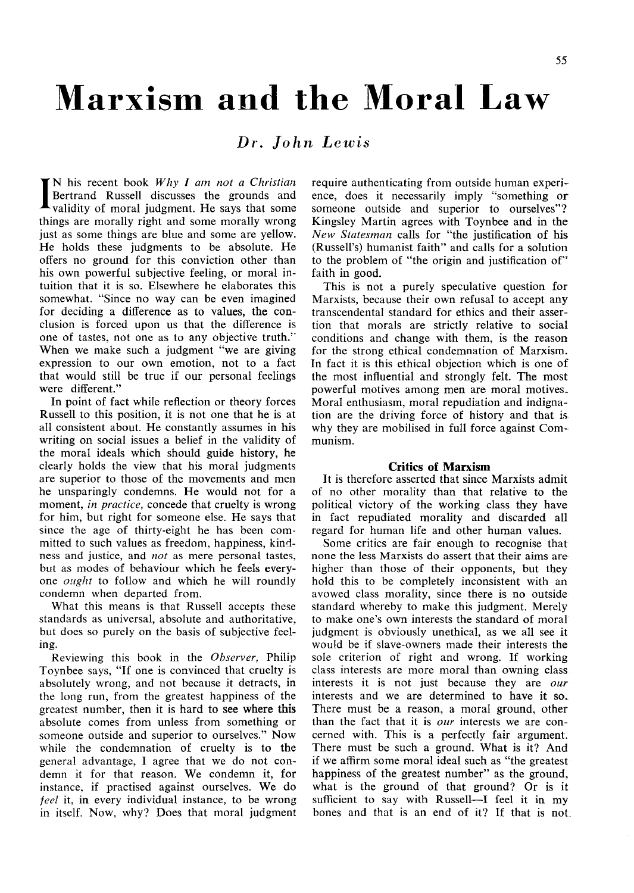# Marxism and the Moral Law

*Dr. John Lewis*

IN his recent book *Why I am not a Christian* Bertrand Russell discusses the grounds and validity of moral judgment. He says that some things are morally right and some morally wrong just as some things are blue and some are yellow. He holds these judgments to be absolute. He offers no ground for this conviction other than his own powerful subjective feeling, or moral intuition that it is so. Elsewhere he elaborates this somewhat. "Since no way can be even imagined for deciding a difference as to values, the conclusion is forced upon us that the difference is one of tastes, not one as to any objective truth." When we make such a judgment "we are giving expression to our own emotion, not to a fact that would still be true if our personal feelings were different."

In point of fact while reflection or theory forces Russell to this position, it is not one that he is at all consistent about. He constantly assumes in his writing on social issues a belief in the validity of the moral ideals which should guide history, he clearly holds the view that his moral judgments are superior to those of the movements and men he unsparingly condemns. He would not for a moment, *in practice,* concede that cruelty is wrong for him, but right for someone else. He says that since the age of thirty-eight he has been committed to such values as freedom, happiness, kindness and justice, and *not* as mere personal tastes, but as modes of behaviour which he feels everyone *ought* to follow and which he will roundly condemn when departed from.

What this means is that Russell accepts these standards as universal, absolute and authoritative, but does so purely on the basis of subjective feeling.

Reviewing this book in the *Observer,* Philip Toynbee says, "If one is convinced that cruelty is absolutely wrong, and not because it detracts, in the long run, from the greatest happiness of the greatest number, then it is hard to see where this absolute comes from unless from something or someone outside and superior to ourselves." Now while the condemnation of cruelty is to the general advantage, I agree that we do not condemn it for that reason. We condemn it, for instance, if practised against ourselves. We do *feel* it, in every individual instance, to be wrong in itself. Now, why? Does that moral judgment require authenticating from outside human experience, does it necessarily imply "something or someone outside and superior to ourselves"? Kingsley Martin agrees with Toynbee and in the *New Statesman* calls for "the justification of his (Russell's) humanist faith" and calls for a solution to the problem of "the origin and justification of" faith in good.

This is not a purely speculative question for Marxists, because their own refusal to accept any transcendental standard for ethics and their assertion that morals are strictly relative to social conditions and change with them, is the reason for the strong ethical condemnation of Marxism. In fact it is this ethical objection which is one of the most influential and strongly felt. The most powerful motives among men are moral motives. Moral enthusiasm, moral repudiation and indignation are the driving force of history and that is why they are mobilised in full force against Communism.

### Critics of Marxism

It is therefore asserted that since Marxists admit of no other morality than that relative to the political victory of the working class they have in fact repudiated morality and discarded all regard for human life and other human values.

Some critics are fair enough to recognise that none the less Marxists do assert that their aims are higher than those of their opponents, but they hold this to be completely inconsistent with an avowed class morality, since there is no outside standard whereby to make this judgment. Merely to make one's own interests the standard of moral judgment is obviously unethical, as we all see it would be if slave-owners made their interests the sole criterion of right and wrong. If working class interests are more moral than owning class interests it is not just because they are *our* interests and we are determined to have it so. There must be a reason, a moral ground, other than the fact that it is *our* interests we are concerned with. This is a perfectly fair argument. There must be such a ground. What is it? And if we affirm some moral ideal such as "the greatest happiness of the greatest number" as the ground, what is the ground of that ground? Or is it sufficient to say with Russell—I feel it in my bones and that is an end of it? If that is not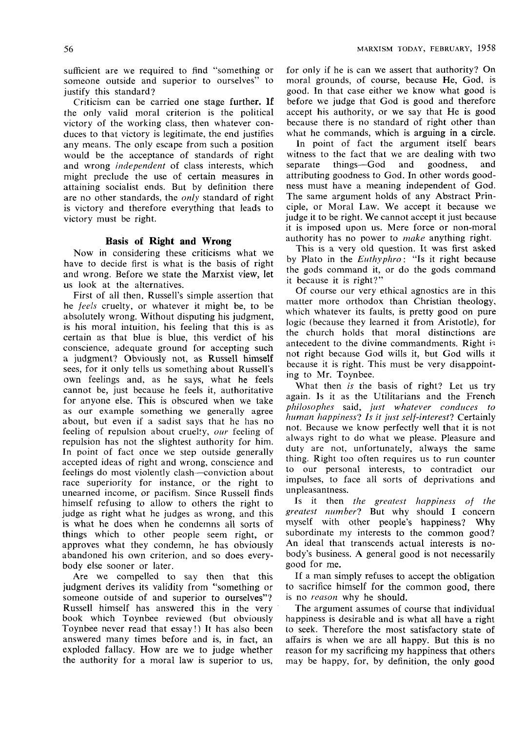sufficient are we required to find "something or someone outside and superior to ourselves" to justify this standard?

Criticism can be carried one stage further. If the only valid moral criterion is the political victory of the working class, then whatever conduces to that victory is legitimate, the end justifies any means. The only escape from such a position would be the acceptance of standards of right and wrong *independent* of class interests, which might preclude the use of certain measures in attaining socialist ends. But by definition there are no other standards, the *only* standard of right is victory and therefore everything that leads to victory must be right.

### Basis of Right and Wrong

Now in considering these criticisms what we have to decide first is what is the basis of right and wrong. Before we state the Marxist view, let us look at the alternatives.

First of all then, Russell's simple assertion that he *feels* cruelty, or whatever it might be, to be absolutely wrong. Without disputing his judgment, is his moral intuition, his feeling that this is as certain as that blue is blue, this verdict of his conscience, adequate ground for accepting such a judgment? Obviously not, as Russell himself sees, for it only tells us something about Russell's own feelings and, as he says, what he feels cannot be, just because he feels it, authoritative for anyone else. This is obscured when we take as our example something we generally agree about, but even if a sadist says that he has no feeling of repulsion about cruelty, *our* feeling of repulsion has not the slightest authority for him. In point of fact once we step outside generally accepted ideas of right and wrong, conscience and feelings do most violently clash—conviction about race superiority for instance, or the right to unearned income, or pacifism. Since Russell finds himself refusing to allow to others the right to judge as right what he judges as wrong, and this is what he does when he condemns all sorts of things which to other people seem right, or approves what they condemn, he has obviously abandoned his own criterion, and so does everybody else sooner or later.

Are we compelled to say then that this judgment derives its validity from "something or someone outside of and superior to ourselves"? Russell himself has answered this in the very book which Toynbee reviewed (but obviously Toynbee never read that essay!) It has also been answered many times before and is, in fact, an exploded fallacy. How are we to judge whether the authority for a moral law is superior to us, for only if he is can we assert that authority? On moral grounds, of course, because He, God, is good. In that case either we know what good is before we judge that God is good and therefore accept his authority, or we say that He is good because there is no standard of right other than what he commands, which is arguing in a circle.

In point of fact the argument itself bears witness to the fact that we are dealing with two separate things—God and goodness, and attributing goodness to God. In other words goodness must have a meaning independent of God. The same argument holds of any Abstract Principle, or Moral Law. We accept it because we judge it to be right. We cannot accept it just because it is imposed upon us. Mere force or non-moral authority has no power to *make* anything right.

This is a very old question. It was first asked by Plato in the *Euthyphro*: "Is it right because the gods command it, or do the gods command it because it is right?"

Of course our very ethical agnostics are in this matter more orthodox than Christian theology, which whatever its faults, is pretty good on pure logic (because they learned it from Aristotle), for the church holds that moral distinctions are antecedent to the divine commandments. Right is not right because God wills it, but God wills it because it is right. This must be very disappointing to Mr. Toynbee.

What then *is* the basis of right? Let us try again. Is it as the Utilitarians and the French *philosophes* said, *just whatever conduces to human happiness*? *Is it just self-interest*? Certainly not. Because we know perfectly well that it is not always right to do what we please. Pleasure and duty are not, unfortunately, always the same thing. Right too often requires us to run counter to our personal interests, to contradict our impulses, to face all sorts of deprivations and unpleasantness.

Is it then *the greatest happiness of the greatest number*? But why should I concern myself with other people's happiness? Why subordinate my interests to the common good? An ideal that transcends actual interests is nobody's business. A general good is not necessarily good for me.

If a man simply refuses to accept the obligation to sacrifice himself for the common good, there is no *reason* why he should.

The argument assumes of course that individual happiness is desirable and is what all have a right to seek. Therefore the most satisfactory state of affairs is when we are all happy. But this is no reason for my sacrificing my happiness that others may be happy, for, by definition, the only good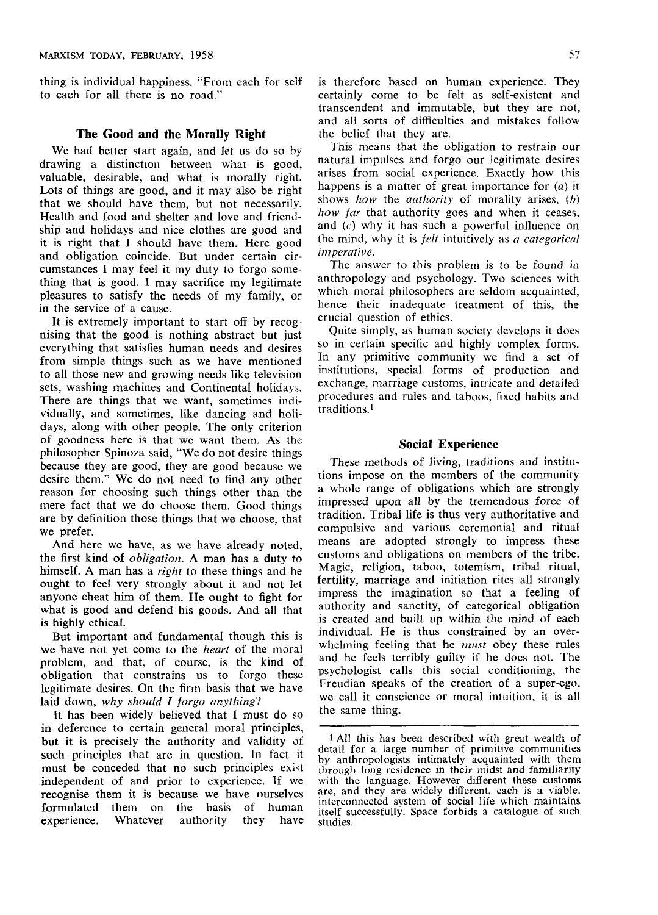thing is individual happiness. "From each for self to each for all there is no road."

## The Good and the Morally Right

We had better start again, and let us do so by drawing a distinction between what is good, valuable, desirable, and what is morally right. Lots of things are good, and it may also be right that we should have them, but not necessarily. Health and food and shelter and love and friendship and holidays and nice clothes are good and it is right that I should have them. Here good and obligation coincide. But under certain circumstances I may feel it my duty to forgo something that is good. I may sacrifice my legitimate pleasures to satisfy the needs of my family, or in the service of a cause.

It is extremely important to start off by recognising that the good is nothing abstract but just everything that satisfies human needs and desires from simple things such as we have mentioned to all those new and growing needs like television sets, washing machines and Continental holidays. There are things that we want, sometimes individually, and sometimes, like dancing and holidays, along with other people. The only criterion of goodness here is that we want them. As the philosopher Spinoza said, "We do not desire things because they are good, they are good because we desire them." We do not need to find any other reason for choosing such things other than the mere fact that we do choose them. Good things are by definition those things that we choose, that we prefer.

And here we have, as we have already noted, the first kind of *obligation*. A man has a duty to himself. A man has a *right* to these things and he ought to feel very strongly about it and not let anyone cheat him of them. He ought to fight for what is good and defend his goods. And all that is highly ethical.

But important and fundamental though this is we have not yet come to the *heart* of the moral problem, and that, of course, is the kind of obligation that constrains us to forgo these legitimate desires. On the firm basis that we have laid down, *why should I forgo anything*?

It has been widely believed that I must do so in deference to certain general moral principles, but it is precisely the authority and validity of such principles that are in question. In fact it must be conceded that no such principles exist independent of and prior to experience. If we recognise them it is because we have ourselves formulated them on the basis of human experience. Whatever authority they have is therefore based on human experience. They certainly come to be felt as self-existent and transcendent and immutable, but they are not, and all sorts of difficulties and mistakes follow the belief that they are.

This means that the obligation to restrain our natural impulses and forgo our legitimate desires arises from social experience. Exactly how this happens is a matter of great importance for (*a*) it shows *how* the *authority* of morality arises, (*b*) *how far* that authority goes and when it ceases, and (*c*) why it has such a powerful influence on the mind, why it is *felt* intuitively as *a categorical imperative*.

The answer to this problem is to be found in anthropology and psychology. Two sciences with which moral philosophers are seldom acquainted, hence their inadequate treatment of this, the crucial question of ethics.

Quite simply, as human society develops it does so in certain specific and highly complex forms. In any primitive community we find a set of institutions, special forms of production and exchange, marriage customs, intricate and detailed procedures and rules and taboos, fixed habits and traditions.[1]

## Social Experience

These methods of living, traditions and institutions impose on the members of the community a whole range of obligations which are strongly impressed upon all by the tremendous force of tradition. Tribal life is thus very authoritative and compulsive and various ceremonial and ritual means are adopted strongly to impress these customs and obligations on members of the tribe. Magic, religion, taboo, totemism, tribal ritual, fertility, marriage and initiation rites all strongly impress the imagination so that a feeling of authority and sanctity, of categorical obligation is created and built up within the mind of each individual. He is thus constrained by an overwhelming feeling that he *must* obey these rules and he feels terribly guilty if he does not. The psychologist calls this social conditioning, the Freudian speaks of the creation of a super-ego, we call it conscience or moral intuition, it is all the same thing.

---

[1] All this has been described with great wealth of detail for a large number of primitive communities by anthropologists intimately acquainted with them through long residence in their midst and familiarity with the language. However different these customs are, and they are widely different, each is a viable, interconnected system of social life which maintains itself successfully. Space forbids a catalogue of such studies.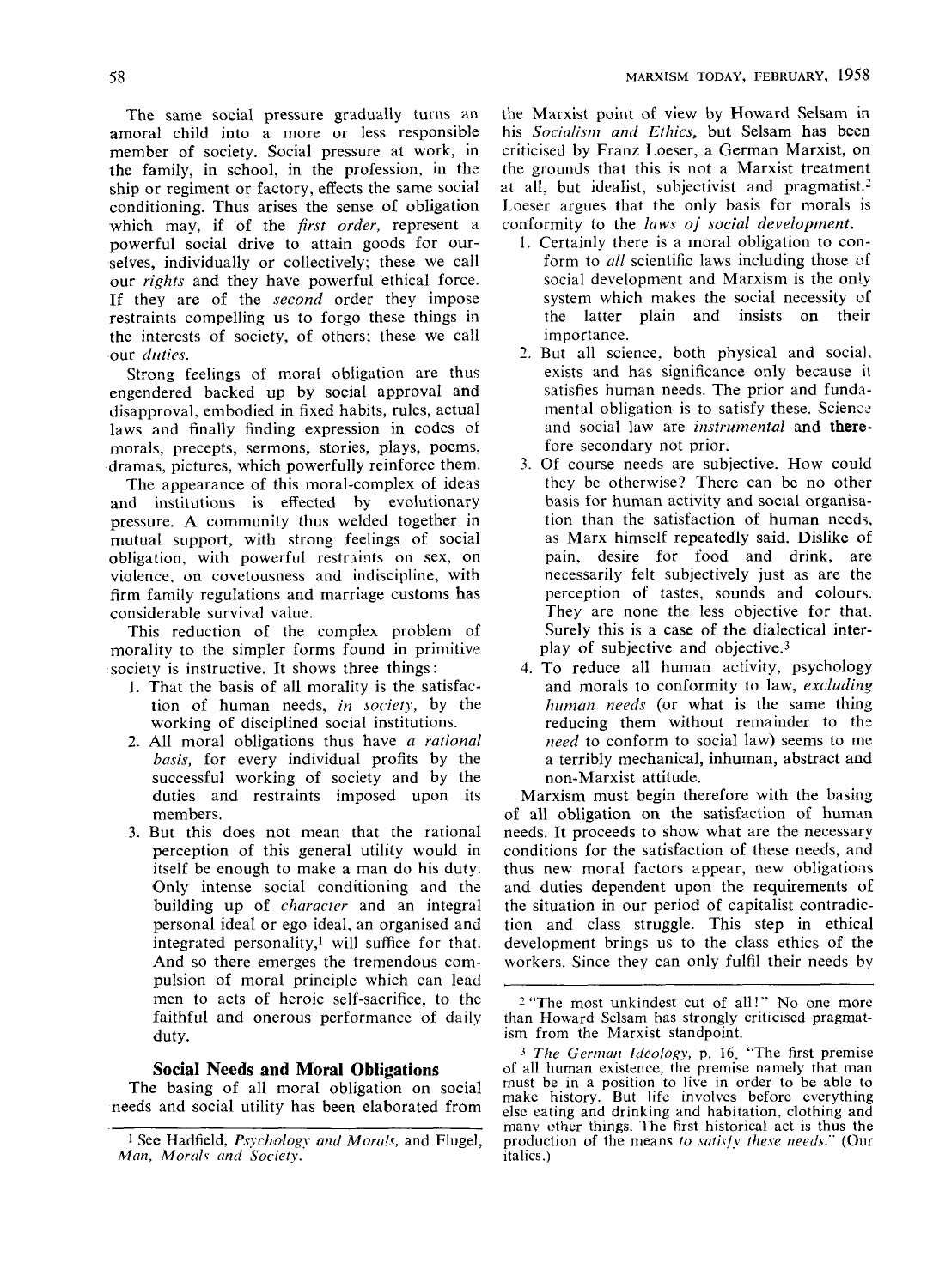The same social pressure gradually turns an amoral child into a more or less responsible member of society. Social pressure at work, in the family, in school, in the profession, in the ship or regiment or factory, effects the same social conditioning. Thus arises the sense of obligation which may, if of the *first order,* represent a powerful social drive to attain goods for ourselves, individually or collectively; these we call our *rights* and they have powerful ethical force. If they are of the *second* order they impose restraints compelling us to forgo these things in the interests of society, of others; these we call our *duties.*

Strong feelings of moral obligation are thus engendered backed up by social approval and disapproval, embodied in fixed habits, rules, actual laws and finally finding expression in codes of morals, precepts, sermons, stories, plays, poems, dramas, pictures, which powerfully reinforce them.

The appearance of this moral-complex of ideas and institutions is effected by evolutionary pressure. A community thus welded together in mutual support, with strong feelings of social obligation, with powerful restraints on sex, on violence, on covetousness and indiscipline, with firm family regulations and marriage customs has considerable survival value.

This reduction of the complex problem of morality to the simpler forms found in primitive society is instructive. It shows three things:

1. That the basis of all morality is the satisfaction of human needs, *in society,* by the working of disciplined social institutions.
2. All moral obligations thus have *a rational basis,* for every individual profits by the successful working of society and by the duties and restraints imposed upon its members.
3. But this does not mean that the rational perception of this general utility would in itself be enough to make a man do his duty. Only intense social conditioning and the building up of *character* and an integral personal ideal or ego ideal, an organised and integrated personality,[1] will suffice for that. And so there emerges the tremendous compulsion of moral principle which can lead men to acts of heroic self-sacrifice, to the faithful and onerous performance of daily duty.

## Social Needs and Moral Obligations

The basing of all moral obligation on social needs and social utility has been elaborated from the Marxist point of view by Howard Selsam in his *Socialism and Ethics,* but Selsam has been criticised by Franz Loeser, a German Marxist, on the grounds that this is not a Marxist treatment at all, but idealist, subjectivist and pragmatist.[2] Loeser argues that the only basis for morals is conformity to the *laws of social development.*

1. Certainly there is a moral obligation to conform to *all* scientific laws including those of social development and Marxism is the only system which makes the social necessity of the latter plain and insists on their importance.
2. But all science, both physical and social, exists and has significance only because it satisfies human needs. The prior and fundamental obligation is to satisfy these. Science and social law are *instrumental* and therefore secondary not prior.
3. Of course needs are subjective. How could they be otherwise? There can be no other basis for human activity and social organisation than the satisfaction of human needs, as Marx himself repeatedly said. Dislike of pain, desire for food and drink, are necessarily felt subjectively just as are the perception of tastes, sounds and colours. They are none the less objective for that. Surely this is a case of the dialectical interplay of subjective and objective.[3]
4. To reduce all human activity, psychology and morals to conformity to law, *excluding human needs* (or what is the same thing reducing them without remainder to the *need* to conform to social law) seems to me a terribly mechanical, inhuman, abstract and non-Marxist attitude.

Marxism must begin therefore with the basing of all obligation on the satisfaction of human needs. It proceeds to show what are the necessary conditions for the satisfaction of these needs, and thus new moral factors appear, new obligations and duties dependent upon the requirements of the situation in our period of capitalist contradiction and class struggle. This step in ethical development brings us to the class ethics of the workers. Since they can only fulfil their needs by

---

[1] See Hadfield, *Psychology and Morals,* and Flugel, *Man, Morals and Society.*

[2] "The most unkindest cut of all!" No one more than Howard Selsam has strongly criticised pragmatism from the Marxist standpoint.

[3] *The German Ideology,* p. 16. "The first premise of all human existence, the premise namely that man must be in a position to live in order to be able to make history. But life involves before everything else eating and drinking and habitation, clothing and many other things. The first historical act is thus the production of the means *to satisfy these needs.*" (Our italics.)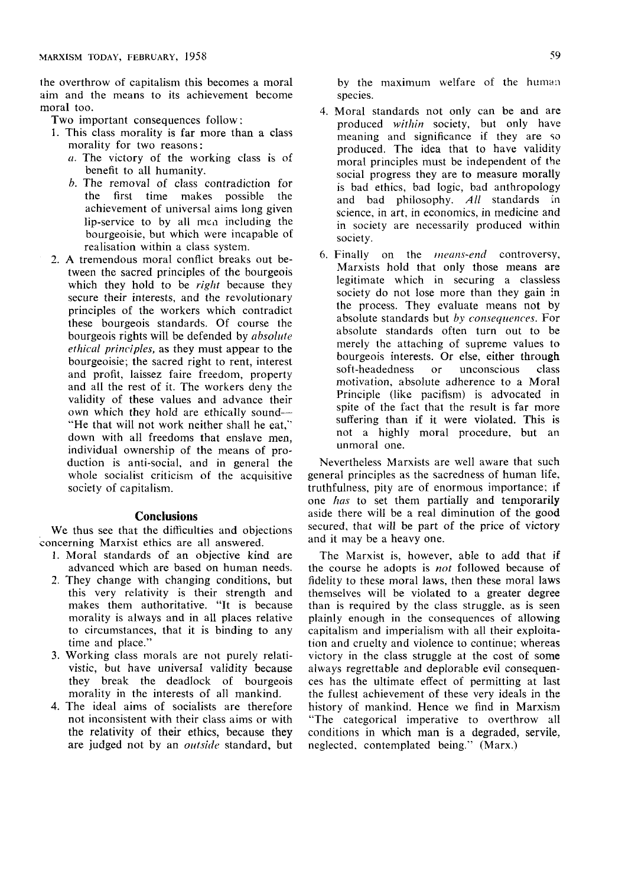the overthrow of capitalism this becomes a moral aim and the means to its achievement become moral too.

Two important consequences follow:

1. This class morality is far more than a class morality for two reasons:
   *a.* The victory of the working class is of benefit to all humanity.
   *b.* The removal of class contradiction for the first time makes possible the achievement of universal aims long given lip-service to by all men including the bourgeoisie, but which were incapable of realisation within a class system.
2. A tremendous moral conflict breaks out between the sacred principles of the bourgeois which they hold to be *right* because they secure their interests, and the revolutionary principles of the workers which contradict these bourgeois standards. Of course the bourgeois rights will be defended by *absolute ethical principles,* as they must appear to the bourgeoisie; the sacred right to rent, interest and profit, laissez faire freedom, property and all the rest of it. The workers deny the validity of these values and advance their own which they hold are ethically sound—"He that will not work neither shall he eat," down with all freedoms that enslave men, individual ownership of the means of production is anti-social, and in general the whole socialist criticism of the acquisitive society of capitalism.

### Conclusions

We thus see that the difficulties and objections concerning Marxist ethics are all answered.

1. Moral standards of an objective kind are advanced which are based on human needs.
2. They change with changing conditions, but this very relativity is their strength and makes them authoritative. "It is because morality is always and in all places relative to circumstances, that it is binding to any time and place."
3. Working class morals are not purely relativistic, but have universal validity because they break the deadlock of bourgeois morality in the interests of all mankind.
4. The ideal aims of socialists are therefore not inconsistent with their class aims or with the relativity of their ethics, because they are judged not by an *outside* standard, but by the maximum welfare of the human species.
4. Moral standards not only can be and are produced *within* society, but only have meaning and significance if they are so produced. The idea that to have validity moral principles must be independent of the social progress they are to measure morally is bad ethics, bad logic, bad anthropology and bad philosophy. *All* standards in science, in art, in economics, in medicine and in society are necessarily produced within society.
6. Finally on the *means-end* controversy, Marxists hold that only those means are legitimate which in securing a classless society do not lose more than they gain in the process. They evaluate means not by absolute standards but *by consequences.* For absolute standards often turn out to be merely the attaching of supreme values to bourgeois interests. Or else, either through soft-headedness or unconscious class motivation, absolute adherence to a Moral Principle (like pacifism) is advocated in spite of the fact that the result is far more suffering than if it were violated. This is not a highly moral procedure, but an unmoral one.

Nevertheless Marxists are well aware that such general principles as the sacredness of human life, truthfulness, pity are of enormous importance; if one *has* to set them partially and temporarily aside there will be a real diminution of the good secured, that will be part of the price of victory and it may be a heavy one.

The Marxist is, however, able to add that if the course he adopts is *not* followed because of fidelity to these moral laws, then these moral laws themselves will be violated to a greater degree than is required by the class struggle, as is seen plainly enough in the consequences of allowing capitalism and imperialism with all their exploitation and cruelty and violence to continue; whereas victory in the class struggle at the cost of some always regrettable and deplorable evil consequences has the ultimate effect of permitting at last the fullest achievement of these very ideals in the history of mankind. Hence we find in Marxism "The categorical imperative to overthrow all conditions in which man is a degraded, servile, neglected, contemplated being." (Marx.)